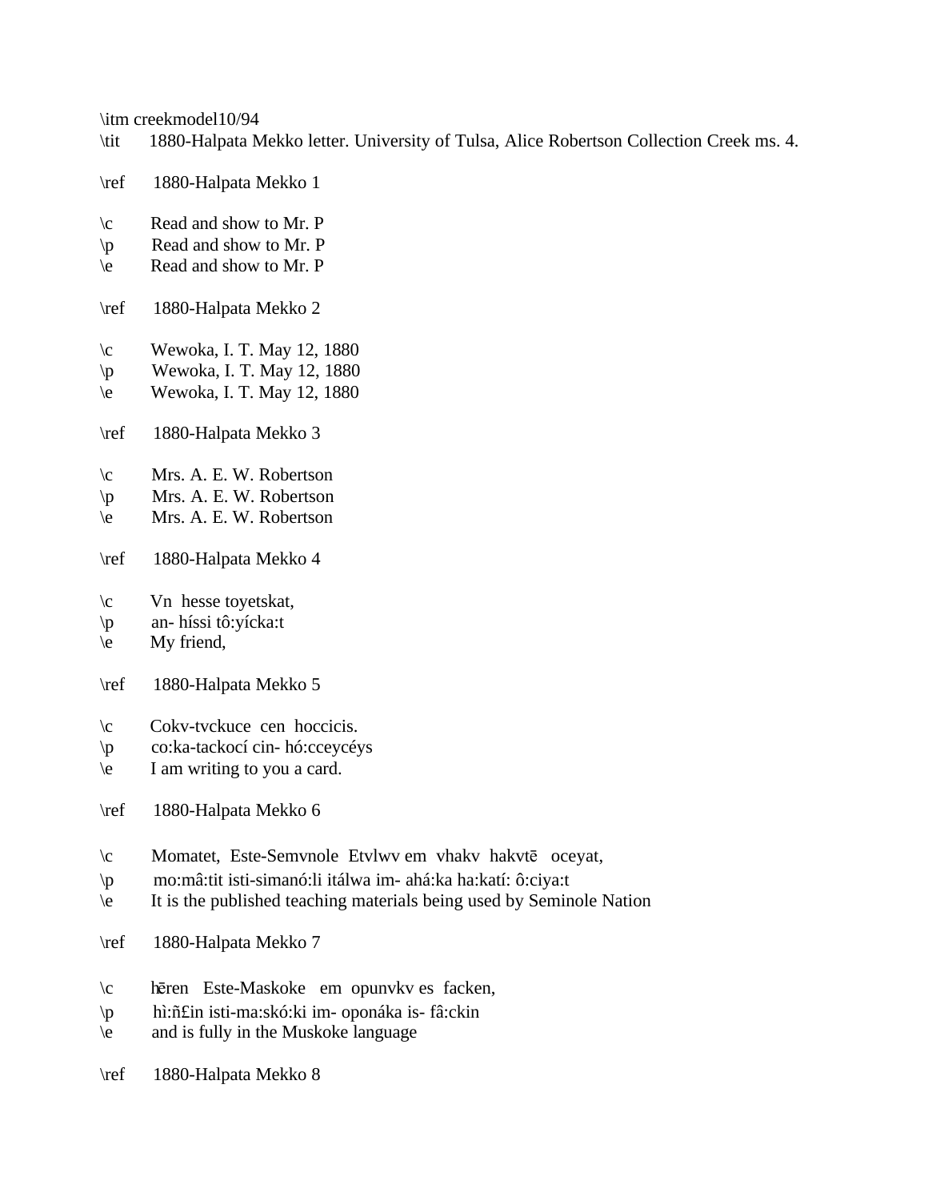\itm creekmodel10/94
\tit 1880-Halpata Mekko letter. University of Tulsa, Alice Robertson Collection Creek ms. 4.

\ref 1880-Halpata Mekko 1

\c Read and show to Mr. P
\p Read and show to Mr. P
\e Read and show to Mr. P

\ref 1880-Halpata Mekko 2

\c Wewoka, I. T. May 12, 1880
\p Wewoka, I. T. May 12, 1880
\e Wewoka, I. T. May 12, 1880

\ref 1880-Halpata Mekko 3

\c Mrs. A. E. W. Robertson
\p Mrs. A. E. W. Robertson
\e Mrs. A. E. W. Robertson

\ref 1880-Halpata Mekko 4

\c Vn hesse toyetskat,
\p an- híssi tô:yícka:t
\e My friend,

\ref 1880-Halpata Mekko 5

\c Cokv-tvckuce cen hoccicis.
\p co:ka-tackocí cin- hó:cceycéys
\e I am writing to you a card.

\ref 1880-Halpata Mekko 6

\c Momatet, Este-Semvnole Etvlwv em vhakv hakvtē oceyat,
\p mo:mâ:tit isti-simanó:li itálwa im- ahá:ka ha:katí: ô:ciya:t
\e It is the published teaching materials being used by Seminole Nation

\ref 1880-Halpata Mekko 7

\c hēren Este-Maskoke em opunvkv es facken,
\p hì:ñ£in isti-ma:skó:ki im- oponáka is- fâ:ckin
\e and is fully in the Muskoke language

\ref 1880-Halpata Mekko 8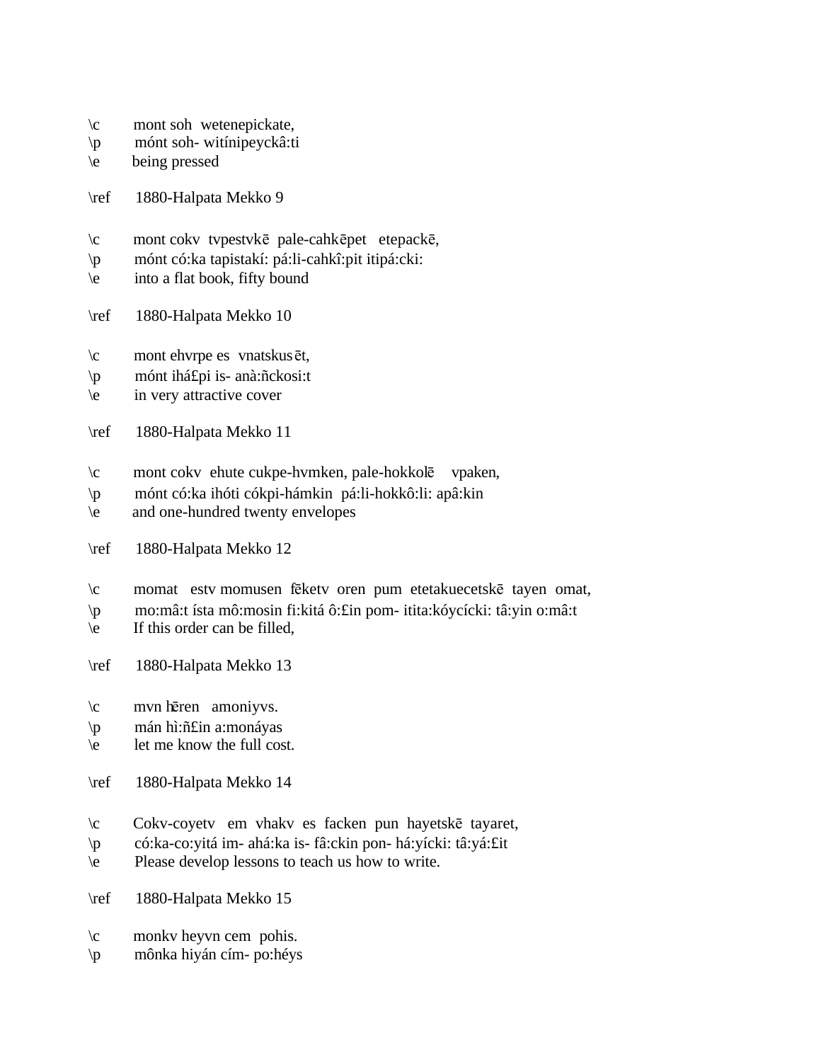\c mont soh wetenepickate,
\p mónt soh- witínipeyckâ:ti
\e being pressed

\ref 1880-Halpata Mekko 9

\c mont cokv tvpestvkē pale-cahkēpet etepackē,
\p mónt có:ka tapistakí: pá:li-cahkî:pit itipá:cki:
\e into a flat book, fifty bound

\ref 1880-Halpata Mekko 10

\c mont ehvrpe es vnatskusēt,
\p mónt ihá£pi is- anà:ñckosi:t
\e in very attractive cover

\ref 1880-Halpata Mekko 11

\c mont cokv ehute cukpe-hvmken, pale-hokkolē vpaken,
\p mónt có:ka ihóti cókpi-hámkin pá:li-hokkô:li: apâ:kin
\e and one-hundred twenty envelopes

\ref 1880-Halpata Mekko 12

\c momat estv momusen fēketv oren pum etetakuecetskē tayen omat,
\p mo:mâ:t ísta mô:mosin fi:kitá ô:£in pom- itita:kóycícki: tâ:yin o:mâ:t
\e If this order can be filled,

\ref 1880-Halpata Mekko 13

\c mvn hēren amoniyvs.
\p mán hì:ñ£in a:monáyas
\e let me know the full cost.

\ref 1880-Halpata Mekko 14

\c Cokv-coyetv em vhakv es facken pun hayetskē tayaret,
\p có:ka-co:yitá im- ahá:ka is- fâ:ckin pon- há:yícki: tâ:yá:£it
\e Please develop lessons to teach us how to write.

\ref 1880-Halpata Mekko 15

\c monkv heyvn cem pohis.
\p mônka hiyán cím- po:héys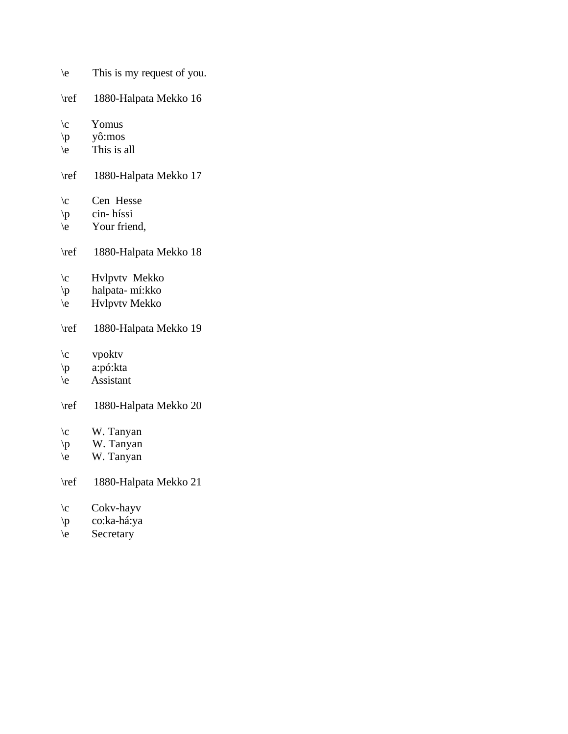\e This is my request of you.

\ref 1880-Halpata Mekko 16

\c Yomus
\p yô:mos
\e This is all

\ref 1880-Halpata Mekko 17

\c Cen Hesse
\p cin- híssi
\e Your friend,

\ref 1880-Halpata Mekko 18

\c Hvlpvtv Mekko
\p halpata- mí:kko
\e Hvlpvtv Mekko

\ref 1880-Halpata Mekko 19

\c vpoktv
\p a:pó:kta
\e Assistant

\ref 1880-Halpata Mekko 20

\c W. Tanyan
\p W. Tanyan
\e W. Tanyan

\ref 1880-Halpata Mekko 21

\c Cokv-hayv
\p co:ka-há:ya
\e Secretary